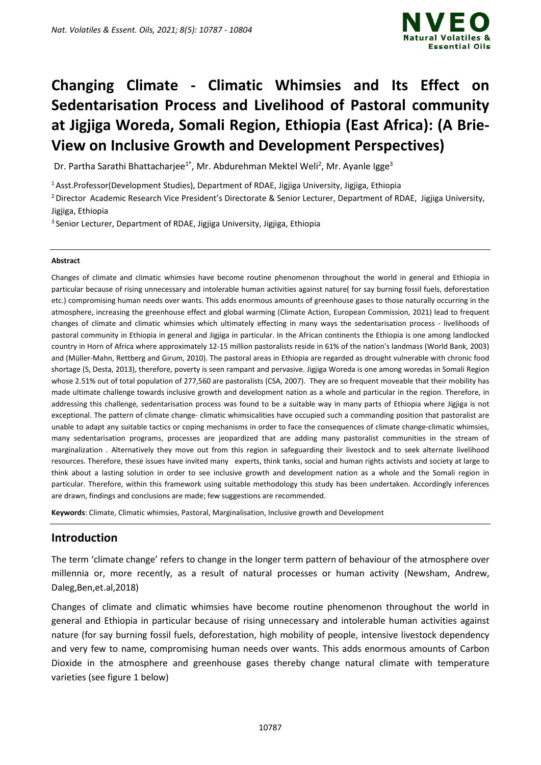# Changing Climate - Climatic Whimsies and Its Effect on Sedentarisation Process and Livelihood of Pastoral community at Jigjiga Woreda, Somali Region, Ethiopia (East Africa): (A Brie-View on Inclusive Growth and Development Perspectives)

Dr. Partha Sarathi Bhattacharjee[1*], Mr. Abdurehman Mektel Weli[2], Mr. Ayanle Igge[3]

[1] Asst.Professor(Development Studies), Department of RDAE, Jigjiga University, Jigjiga, Ethiopia

[2] Director Academic Research Vice President's Directorate & Senior Lecturer, Department of RDAE, Jigjiga University, Jigjiga, Ethiopia

[3] Senior Lecturer, Department of RDAE, Jigjiga University, Jigjiga, Ethiopia

**Abstract**

Changes of climate and climatic whimsies have become routine phenomenon throughout the world in general and Ethiopia in particular because of rising unnecessary and intolerable human activities against nature( for say burning fossil fuels, deforestation etc.) compromising human needs over wants. This adds enormous amounts of greenhouse gases to those naturally occurring in the atmosphere, increasing the greenhouse effect and global warming (Climate Action, European Commission, 2021) lead to frequent changes of climate and climatic whimsies which ultimately effecting in many ways the sedentarisation process - livelihoods of pastoral community in Ethiopia in general and Jigjiga in particular. In the African continents the Ethiopia is one among landlocked country in Horn of Africa where approximately 12-15 million pastoralists reside in 61% of the nation's landmass (World Bank, 2003) and (Müller-Mahn, Rettberg and Girum, 2010). The pastoral areas in Ethiopia are regarded as drought vulnerable with chronic food shortage (S, Desta, 2013), therefore, poverty is seen rampant and pervasive. Jigjiga Woreda is one among woredas in Somali Region whose 2.51% out of total population of 277,560 are pastoralists (CSA, 2007). They are so frequent moveable that their mobility has made ultimate challenge towards inclusive growth and development nation as a whole and particular in the region. Therefore, in addressing this challenge, sedentarisation process was found to be a suitable way in many parts of Ethiopia where Jigjiga is not exceptional. The pattern of climate change- climatic whimsicalities have occupied such a commanding position that pastoralist are unable to adapt any suitable tactics or coping mechanisms in order to face the consequences of climate change-climatic whimsies, many sedentarisation programs, processes are jeopardized that are adding many pastoralist communities in the stream of marginalization . Alternatively they move out from this region in safeguarding their livestock and to seek alternate livelihood resources. Therefore, these issues have invited many experts, think tanks, social and human rights activists and society at large to think about a lasting solution in order to see inclusive growth and development nation as a whole and the Somali region in particular. Therefore, within this framework using suitable methodology this study has been undertaken. Accordingly inferences are drawn, findings and conclusions are made; few suggestions are recommended.

**Keywords**: Climate, Climatic whimsies, Pastoral, Marginalisation, Inclusive growth and Development

## Introduction

The term 'climate change' refers to change in the longer term pattern of behaviour of the atmosphere over millennia or, more recently, as a result of natural processes or human activity (Newsham, Andrew, Daleg,Ben,et.al,2018)

Changes of climate and climatic whimsies have become routine phenomenon throughout the world in general and Ethiopia in particular because of rising unnecessary and intolerable human activities against nature (for say burning fossil fuels, deforestation, high mobility of people, intensive livestock dependency and very few to name, compromising human needs over wants. This adds enormous amounts of Carbon Dioxide in the atmosphere and greenhouse gases thereby change natural climate with temperature varieties (see figure 1 below)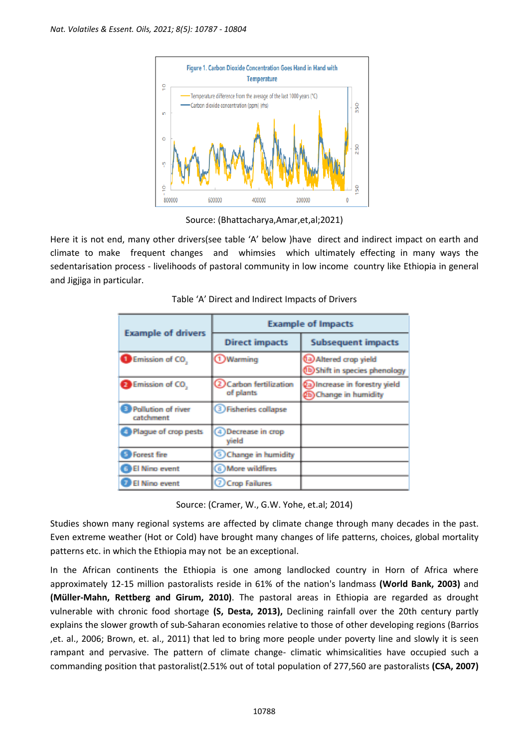Figure 1. Carbon Dioxide Concentration Goes Hand in Hand with Temperature

Source: (Bhattacharya,Amar,et,al;2021)

Here it is not end, many other drivers(see table 'A' below )have direct and indirect impact on earth and climate to make frequent changes and whimsies which ultimately effecting in many ways the sedentarisation process - livelihoods of pastoral community in low income country like Ethiopia in general and Jigjiga in particular.

Table 'A' Direct and Indirect Impacts of Drivers

| Example of drivers | Example of Impacts | |
|---|---|---|
| | Direct impacts | Subsequent impacts |
| 1 Emission of $CO_2$ | 1 Warming | 1a Altered crop yield<br>1b Shift in species phenology |
| 2 Emission of $CO_2$ | 2 Carbon fertilization of plants | 2a Increase in forestry yield<br>2b Change in humidity |
| 3 Pollution of river catchment | 3 Fisheries collapse | |
| 4 Plague of crop pests | 4 Decrease in crop yield | |
| 5 Forest fire | 5 Change in humidity | |
| 6 El Nino event | 6 More wildfires | |
| 7 El Nino event | 7 Crop Failures | |

Source: (Cramer, W., G.W. Yohe, et.al; 2014)

Studies shown many regional systems are affected by climate change through many decades in the past. Even extreme weather (Hot or Cold) have brought many changes of life patterns, choices, global mortality patterns etc. in which the Ethiopia may not be an exceptional.

In the African continents the Ethiopia is one among landlocked country in Horn of Africa where approximately 12-15 million pastoralists reside in 61% of the nation's landmass **(World Bank, 2003)** and **(Müller-Mahn, Rettberg and Girum, 2010)**. The pastoral areas in Ethiopia are regarded as drought vulnerable with chronic food shortage **(S, Desta, 2013),** Declining rainfall over the 20th century partly explains the slower growth of sub-Saharan economies relative to those of other developing regions (Barrios ,et. al., 2006; Brown, et. al., 2011) that led to bring more people under poverty line and slowly it is seen rampant and pervasive. The pattern of climate change- climatic whimsicalities have occupied such a commanding position that pastoralist(2.51% out of total population of 277,560 are pastoralists **(CSA, 2007)**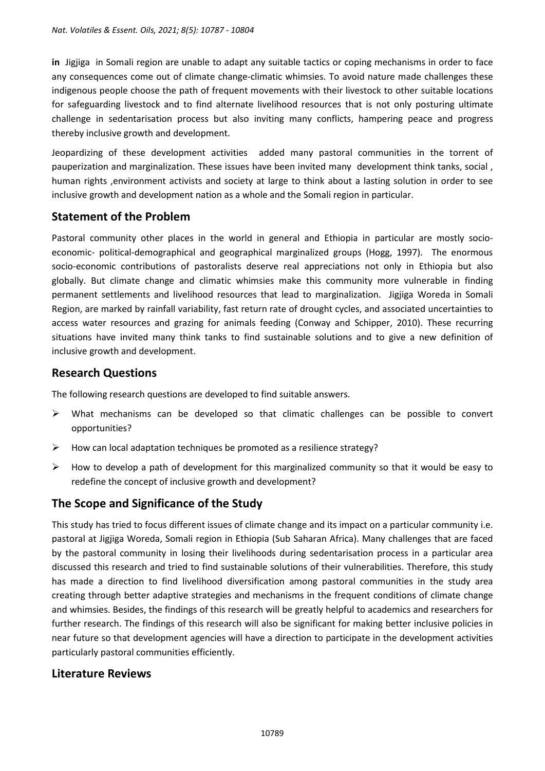**in** Jigjiga in Somali region are unable to adapt any suitable tactics or coping mechanisms in order to face any consequences come out of climate change-climatic whimsies. To avoid nature made challenges these indigenous people choose the path of frequent movements with their livestock to other suitable locations for safeguarding livestock and to find alternate livelihood resources that is not only posturing ultimate challenge in sedentarisation process but also inviting many conflicts, hampering peace and progress thereby inclusive growth and development.

Jeopardizing of these development activities added many pastoral communities in the torrent of pauperization and marginalization. These issues have been invited many development think tanks, social , human rights ,environment activists and society at large to think about a lasting solution in order to see inclusive growth and development nation as a whole and the Somali region in particular.

## Statement of the Problem

Pastoral community other places in the world in general and Ethiopia in particular are mostly socio-economic- political-demographical and geographical marginalized groups (Hogg, 1997). The enormous socio-economic contributions of pastoralists deserve real appreciations not only in Ethiopia but also globally. But climate change and climatic whimsies make this community more vulnerable in finding permanent settlements and livelihood resources that lead to marginalization. Jigjiga Woreda in Somali Region, are marked by rainfall variability, fast return rate of drought cycles, and associated uncertainties to access water resources and grazing for animals feeding (Conway and Schipper, 2010). These recurring situations have invited many think tanks to find sustainable solutions and to give a new definition of inclusive growth and development.

## Research Questions

The following research questions are developed to find suitable answers.

- What mechanisms can be developed so that climatic challenges can be possible to convert opportunities?
- How can local adaptation techniques be promoted as a resilience strategy?
- How to develop a path of development for this marginalized community so that it would be easy to redefine the concept of inclusive growth and development?

## The Scope and Significance of the Study

This study has tried to focus different issues of climate change and its impact on a particular community i.e. pastoral at Jigjiga Woreda, Somali region in Ethiopia (Sub Saharan Africa). Many challenges that are faced by the pastoral community in losing their livelihoods during sedentarisation process in a particular area discussed this research and tried to find sustainable solutions of their vulnerabilities. Therefore, this study has made a direction to find livelihood diversification among pastoral communities in the study area creating through better adaptive strategies and mechanisms in the frequent conditions of climate change and whimsies. Besides, the findings of this research will be greatly helpful to academics and researchers for further research. The findings of this research will also be significant for making better inclusive policies in near future so that development agencies will have a direction to participate in the development activities particularly pastoral communities efficiently.

## Literature Reviews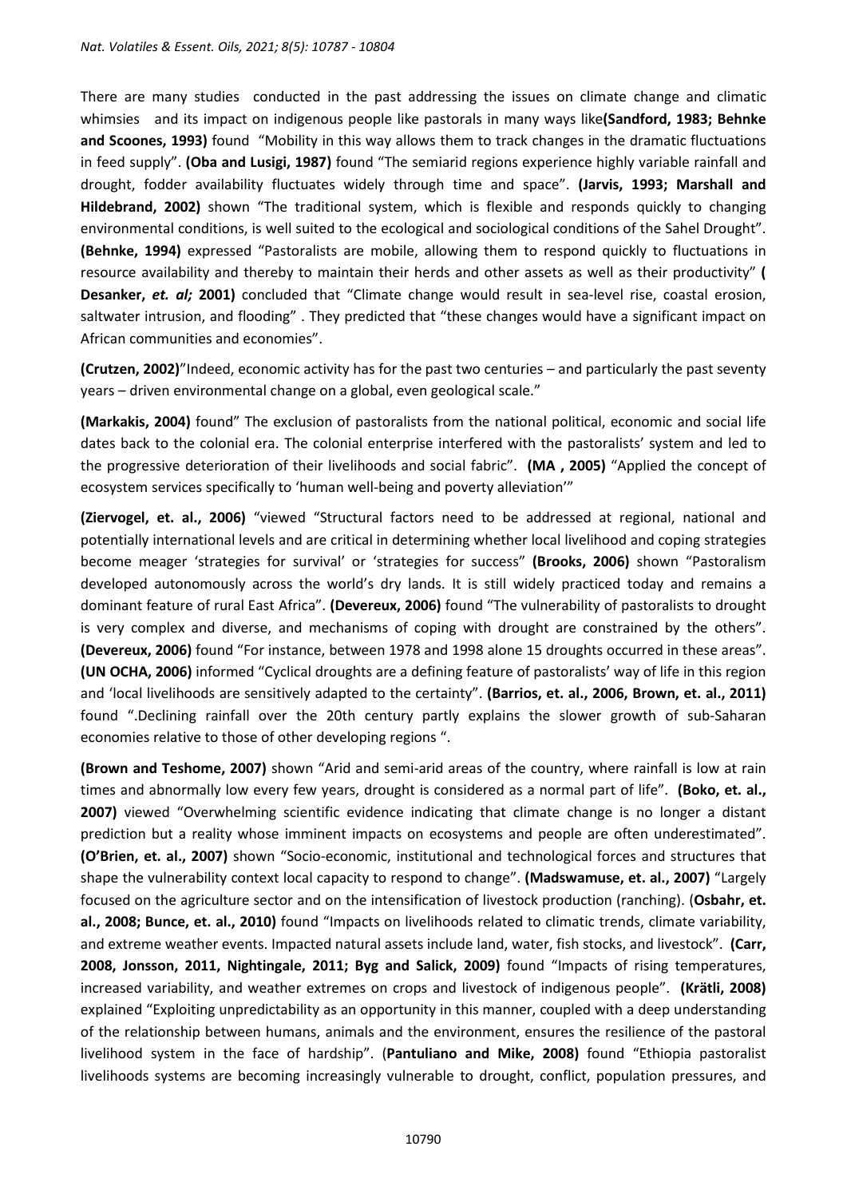There are many studies conducted in the past addressing the issues on climate change and climatic whimsies and its impact on indigenous people like pastorals in many ways like**(Sandford, 1983; Behnke and Scoones, 1993)** found "Mobility in this way allows them to track changes in the dramatic fluctuations in feed supply". **(Oba and Lusigi, 1987)** found "The semiarid regions experience highly variable rainfall and drought, fodder availability fluctuates widely through time and space". **(Jarvis, 1993; Marshall and Hildebrand, 2002)** shown "The traditional system, which is flexible and responds quickly to changing environmental conditions, is well suited to the ecological and sociological conditions of the Sahel Drought". **(Behnke, 1994)** expressed "Pastoralists are mobile, allowing them to respond quickly to fluctuations in resource availability and thereby to maintain their herds and other assets as well as their productivity" **( Desanker, *et. al;* 2001)** concluded that "Climate change would result in sea-level rise, coastal erosion, saltwater intrusion, and flooding" . They predicted that "these changes would have a significant impact on African communities and economies".

**(Crutzen, 2002)**"Indeed, economic activity has for the past two centuries – and particularly the past seventy years – driven environmental change on a global, even geological scale."

**(Markakis, 2004)** found" The exclusion of pastoralists from the national political, economic and social life dates back to the colonial era. The colonial enterprise interfered with the pastoralists' system and led to the progressive deterioration of their livelihoods and social fabric". **(MA , 2005)** "Applied the concept of ecosystem services specifically to 'human well-being and poverty alleviation'"

**(Ziervogel, et. al., 2006)** "viewed "Structural factors need to be addressed at regional, national and potentially international levels and are critical in determining whether local livelihood and coping strategies become meager 'strategies for survival' or 'strategies for success" **(Brooks, 2006)** shown "Pastoralism developed autonomously across the world's dry lands. It is still widely practiced today and remains a dominant feature of rural East Africa". **(Devereux, 2006)** found "The vulnerability of pastoralists to drought is very complex and diverse, and mechanisms of coping with drought are constrained by the others". **(Devereux, 2006)** found "For instance, between 1978 and 1998 alone 15 droughts occurred in these areas". **(UN OCHA, 2006)** informed "Cyclical droughts are a defining feature of pastoralists' way of life in this region and 'local livelihoods are sensitively adapted to the certainty". **(Barrios, et. al., 2006, Brown, et. al., 2011)** found ".Declining rainfall over the 20th century partly explains the slower growth of sub-Saharan economies relative to those of other developing regions ".

**(Brown and Teshome, 2007)** shown "Arid and semi-arid areas of the country, where rainfall is low at rain times and abnormally low every few years, drought is considered as a normal part of life". **(Boko, et. al., 2007)** viewed "Overwhelming scientific evidence indicating that climate change is no longer a distant prediction but a reality whose imminent impacts on ecosystems and people are often underestimated". **(O'Brien, et. al., 2007)** shown "Socio-economic, institutional and technological forces and structures that shape the vulnerability context local capacity to respond to change". **(Madswamuse, et. al., 2007)** "Largely focused on the agriculture sector and on the intensification of livestock production (ranching). (**Osbahr, et. al., 2008; Bunce, et. al., 2010)** found "Impacts on livelihoods related to climatic trends, climate variability, and extreme weather events. Impacted natural assets include land, water, fish stocks, and livestock". **(Carr, 2008, Jonsson, 2011, Nightingale, 2011; Byg and Salick, 2009)** found "Impacts of rising temperatures, increased variability, and weather extremes on crops and livestock of indigenous people". **(Krätli, 2008)** explained "Exploiting unpredictability as an opportunity in this manner, coupled with a deep understanding of the relationship between humans, animals and the environment, ensures the resilience of the pastoral livelihood system in the face of hardship". (**Pantuliano and Mike, 2008)** found "Ethiopia pastoralist livelihoods systems are becoming increasingly vulnerable to drought, conflict, population pressures, and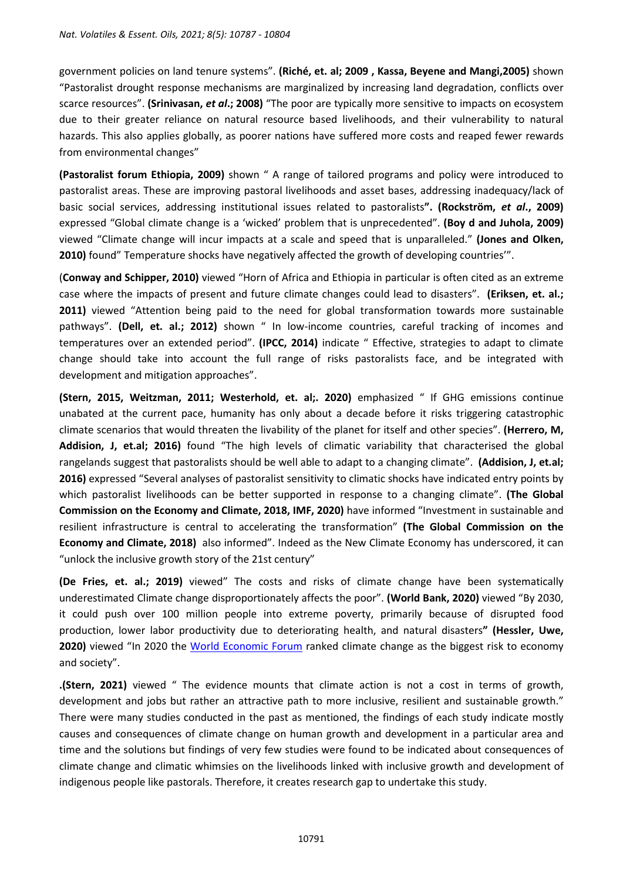government policies on land tenure systems". **(Riché, et. al; 2009 , Kassa, Beyene and Mangi,2005)** shown "Pastoralist drought response mechanisms are marginalized by increasing land degradation, conflicts over scarce resources". **(Srinivasan, *et al*.; 2008)** "The poor are typically more sensitive to impacts on ecosystem due to their greater reliance on natural resource based livelihoods, and their vulnerability to natural hazards. This also applies globally, as poorer nations have suffered more costs and reaped fewer rewards from environmental changes"

**(Pastoralist forum Ethiopia, 2009)** shown " A range of tailored programs and policy were introduced to pastoralist areas. These are improving pastoral livelihoods and asset bases, addressing inadequacy/lack of basic social services, addressing institutional issues related to pastoralists**". (Rockström, *et al*., 2009)** expressed "Global climate change is a 'wicked' problem that is unprecedented". **(Boy d and Juhola, 2009)** viewed "Climate change will incur impacts at a scale and speed that is unparalleled." **(Jones and Olken, 2010)** found" Temperature shocks have negatively affected the growth of developing countries'".

(**Conway and Schipper, 2010)** viewed "Horn of Africa and Ethiopia in particular is often cited as an extreme case where the impacts of present and future climate changes could lead to disasters". **(Eriksen, et. al.; 2011)** viewed "Attention being paid to the need for global transformation towards more sustainable pathways". **(Dell, et. al.; 2012)** shown " In low-income countries, careful tracking of incomes and temperatures over an extended period". **(IPCC, 2014)** indicate " Effective, strategies to adapt to climate change should take into account the full range of risks pastoralists face, and be integrated with development and mitigation approaches".

**(Stern, 2015, Weitzman, 2011; Westerhold, et. al;. 2020)** emphasized " If GHG emissions continue unabated at the current pace, humanity has only about a decade before it risks triggering catastrophic climate scenarios that would threaten the livability of the planet for itself and other species". **(Herrero, M, Addision, J, et.al; 2016)** found "The high levels of climatic variability that characterised the global rangelands suggest that pastoralists should be well able to adapt to a changing climate". **(Addision, J, et.al; 2016)** expressed "Several analyses of pastoralist sensitivity to climatic shocks have indicated entry points by which pastoralist livelihoods can be better supported in response to a changing climate". **(The Global Commission on the Economy and Climate, 2018, IMF, 2020)** have informed "Investment in sustainable and resilient infrastructure is central to accelerating the transformation" **(The Global Commission on the Economy and Climate, 2018)** also informed". Indeed as the New Climate Economy has underscored, it can "unlock the inclusive growth story of the 21st century"

**(De Fries, et. al.; 2019)** viewed" The costs and risks of climate change have been systematically underestimated Climate change disproportionately affects the poor". **(World Bank, 2020)** viewed "By 2030, it could push over 100 million people into extreme poverty, primarily because of disrupted food production, lower labor productivity due to deteriorating health, and natural disasters**" (Hessler, Uwe, 2020)** viewed "In 2020 the World Economic Forum ranked climate change as the biggest risk to economy and society".

**.(Stern, 2021)** viewed " The evidence mounts that climate action is not a cost in terms of growth, development and jobs but rather an attractive path to more inclusive, resilient and sustainable growth." There were many studies conducted in the past as mentioned, the findings of each study indicate mostly causes and consequences of climate change on human growth and development in a particular area and time and the solutions but findings of very few studies were found to be indicated about consequences of climate change and climatic whimsies on the livelihoods linked with inclusive growth and development of indigenous people like pastorals. Therefore, it creates research gap to undertake this study.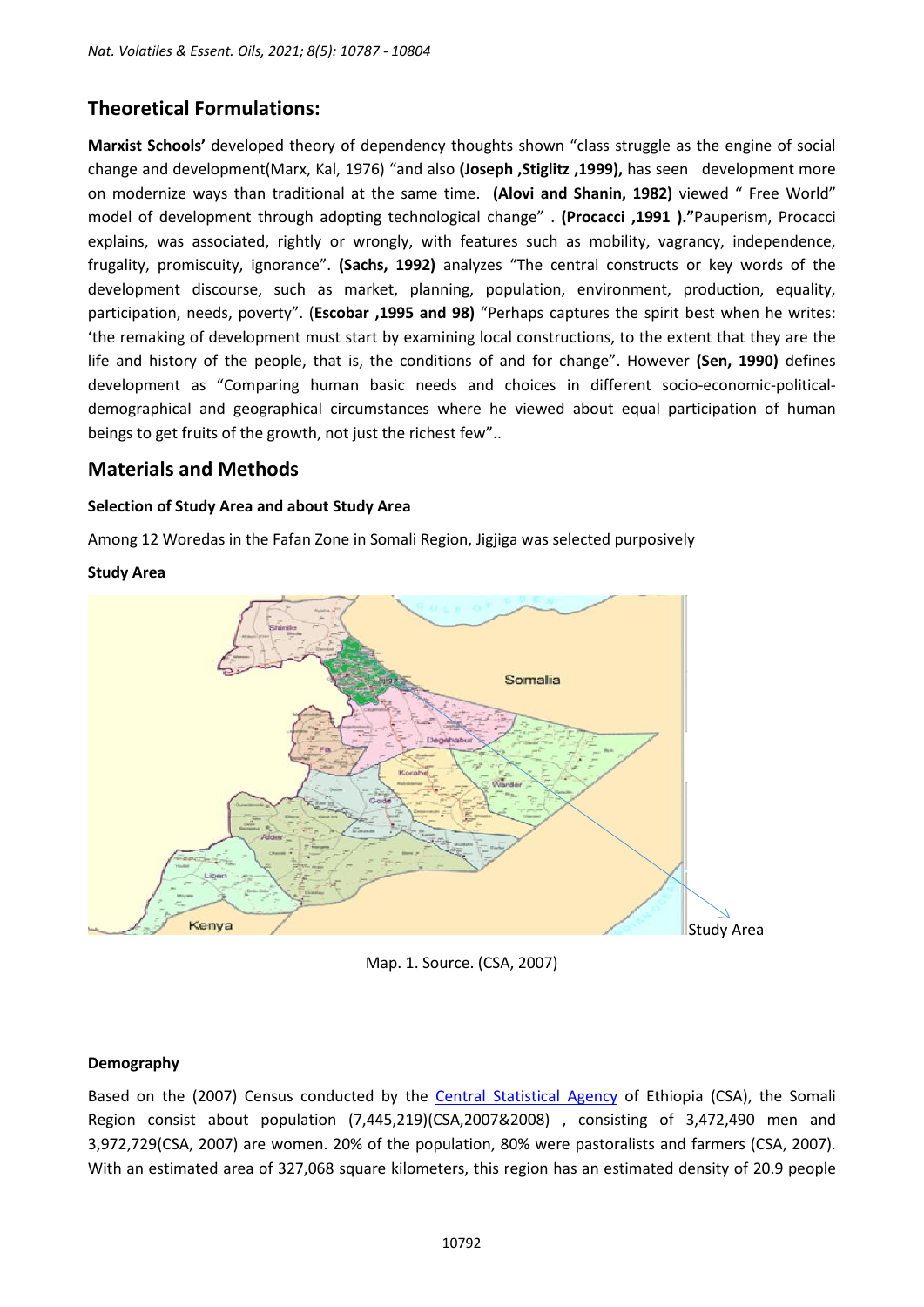## Theoretical Formulations:

**Marxist Schools'** developed theory of dependency thoughts shown "class struggle as the engine of social change and development(Marx, Kal, 1976) "and also **(Joseph ,Stiglitz ,1999),** has seen development more on modernize ways than traditional at the same time. **(Alovi and Shanin, 1982)** viewed " Free World" model of development through adopting technological change" . **(Procacci ,1991 )."**Pauperism, Procacci explains, was associated, rightly or wrongly, with features such as mobility, vagrancy, independence, frugality, promiscuity, ignorance". **(Sachs, 1992)** analyzes "The central constructs or key words of the development discourse, such as market, planning, population, environment, production, equality, participation, needs, poverty". (**Escobar ,1995 and 98)** "Perhaps captures the spirit best when he writes: 'the remaking of development must start by examining local constructions, to the extent that they are the life and history of the people, that is, the conditions of and for change". However **(Sen, 1990)** defines development as "Comparing human basic needs and choices in different socio-economic-political-demographical and geographical circumstances where he viewed about equal participation of human beings to get fruits of the growth, not just the richest few"..

## Materials and Methods

### Selection of Study Area and about Study Area

Among 12 Woredas in the Fafan Zone in Somali Region, Jigjiga was selected purposively

### Study Area

Study Area

Map. 1. Source. (CSA, 2007)

### Demography

Based on the (2007) Census conducted by the Central Statistical Agency of Ethiopia (CSA), the Somali Region consist about population (7,445,219)(CSA,2007&2008) , consisting of 3,472,490 men and 3,972,729(CSA, 2007) are women. 20% of the population, 80% were pastoralists and farmers (CSA, 2007). With an estimated area of 327,068 square kilometers, this region has an estimated density of 20.9 people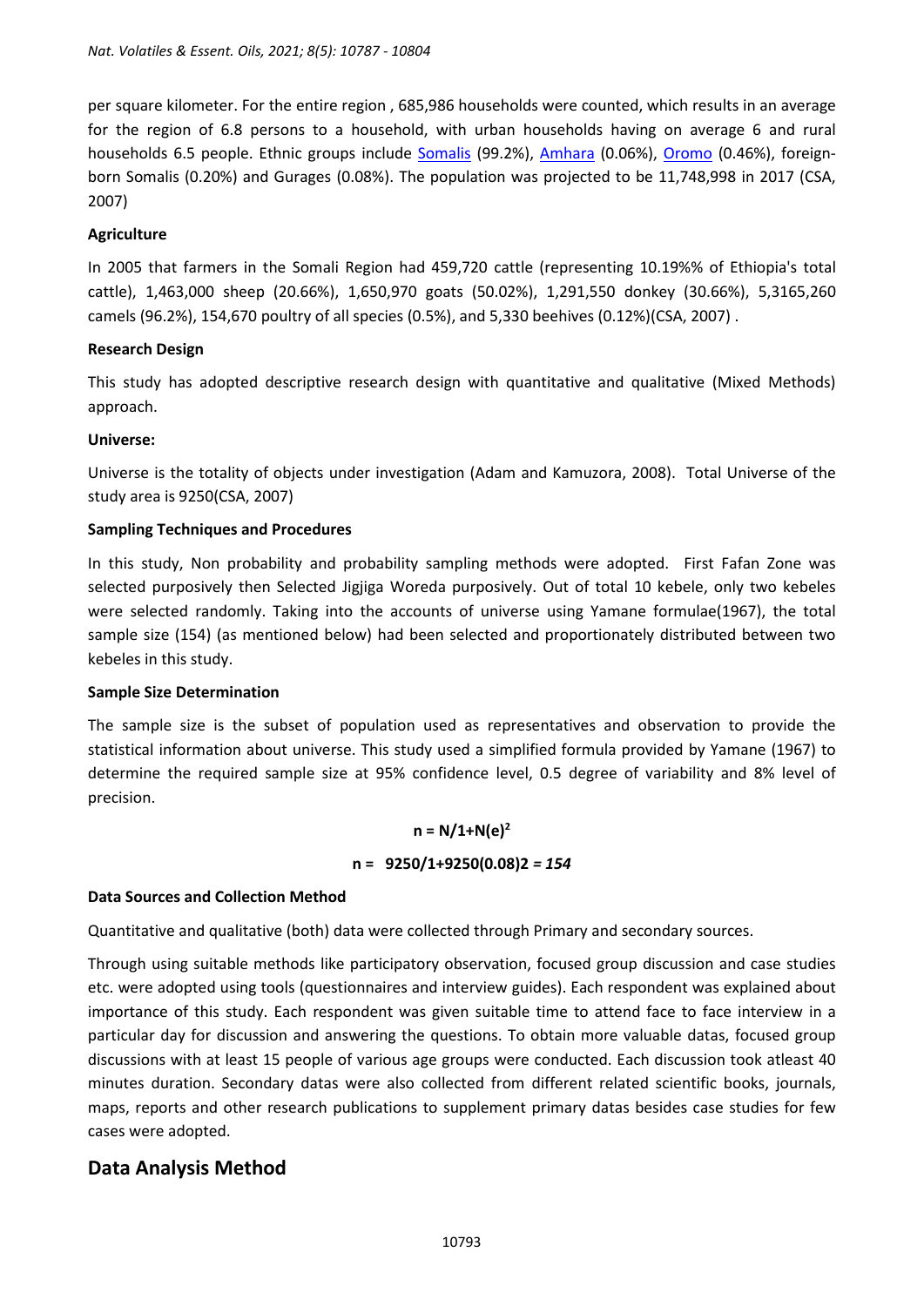per square kilometer. For the entire region , 685,986 households were counted, which results in an average for the region of 6.8 persons to a household, with urban households having on average 6 and rural households 6.5 people. Ethnic groups include Somalis (99.2%), Amhara (0.06%), Oromo (0.46%), foreign-born Somalis (0.20%) and Gurages (0.08%). The population was projected to be 11,748,998 in 2017 (CSA, 2007)

**Agriculture**

In 2005 that farmers in the Somali Region had 459,720 cattle (representing 10.19%% of Ethiopia's total cattle), 1,463,000 sheep (20.66%), 1,650,970 goats (50.02%), 1,291,550 donkey (30.66%), 5,3165,260 camels (96.2%), 154,670 poultry of all species (0.5%), and 5,330 beehives (0.12%)(CSA, 2007) .

**Research Design**

This study has adopted descriptive research design with quantitative and qualitative (Mixed Methods) approach.

**Universe:**

Universe is the totality of objects under investigation (Adam and Kamuzora, 2008). Total Universe of the study area is 9250(CSA, 2007)

**Sampling Techniques and Procedures**

In this study, Non probability and probability sampling methods were adopted. First Fafan Zone was selected purposively then Selected Jigjiga Woreda purposively. Out of total 10 kebele, only two kebeles were selected randomly. Taking into the accounts of universe using Yamane formulae(1967), the total sample size (154) (as mentioned below) had been selected and proportionately distributed between two kebeles in this study.

**Sample Size Determination**

The sample size is the subset of population used as representatives and observation to provide the statistical information about universe. This study used a simplified formula provided by Yamane (1967) to determine the required sample size at 95% confidence level, 0.5 degree of variability and 8% level of precision.

$$n = N/1+N(e)^2$$

$$n = 9250/1+9250(0.08)2 = 154$$

**Data Sources and Collection Method**

Quantitative and qualitative (both) data were collected through Primary and secondary sources.

Through using suitable methods like participatory observation, focused group discussion and case studies etc. were adopted using tools (questionnaires and interview guides). Each respondent was explained about importance of this study. Each respondent was given suitable time to attend face to face interview in a particular day for discussion and answering the questions. To obtain more valuable datas, focused group discussions with at least 15 people of various age groups were conducted. Each discussion took atleast 40 minutes duration. Secondary datas were also collected from different related scientific books, journals, maps, reports and other research publications to supplement primary datas besides case studies for few cases were adopted.

## Data Analysis Method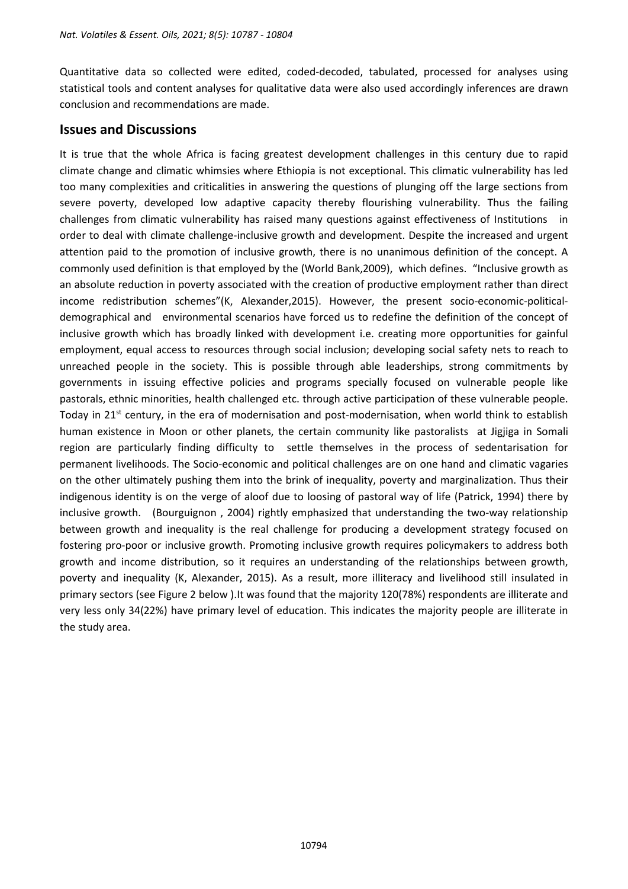Quantitative data so collected were edited, coded-decoded, tabulated, processed for analyses using statistical tools and content analyses for qualitative data were also used accordingly inferences are drawn conclusion and recommendations are made.

## Issues and Discussions

It is true that the whole Africa is facing greatest development challenges in this century due to rapid climate change and climatic whimsies where Ethiopia is not exceptional. This climatic vulnerability has led too many complexities and criticalities in answering the questions of plunging off the large sections from severe poverty, developed low adaptive capacity thereby flourishing vulnerability. Thus the failing challenges from climatic vulnerability has raised many questions against effectiveness of Institutions in order to deal with climate challenge-inclusive growth and development. Despite the increased and urgent attention paid to the promotion of inclusive growth, there is no unanimous definition of the concept. A commonly used definition is that employed by the (World Bank,2009), which defines. "Inclusive growth as an absolute reduction in poverty associated with the creation of productive employment rather than direct income redistribution schemes"(K, Alexander,2015). However, the present socio-economic-political-demographical and environmental scenarios have forced us to redefine the definition of the concept of inclusive growth which has broadly linked with development i.e. creating more opportunities for gainful employment, equal access to resources through social inclusion; developing social safety nets to reach to unreached people in the society. This is possible through able leaderships, strong commitments by governments in issuing effective policies and programs specially focused on vulnerable people like pastorals, ethnic minorities, health challenged etc. through active participation of these vulnerable people. Today in 21st century, in the era of modernisation and post-modernisation, when world think to establish human existence in Moon or other planets, the certain community like pastoralists at Jigjiga in Somali region are particularly finding difficulty to settle themselves in the process of sedentarisation for permanent livelihoods. The Socio-economic and political challenges are on one hand and climatic vagaries on the other ultimately pushing them into the brink of inequality, poverty and marginalization. Thus their indigenous identity is on the verge of aloof due to loosing of pastoral way of life (Patrick, 1994) there by inclusive growth. (Bourguignon , 2004) rightly emphasized that understanding the two-way relationship between growth and inequality is the real challenge for producing a development strategy focused on fostering pro-poor or inclusive growth. Promoting inclusive growth requires policymakers to address both growth and income distribution, so it requires an understanding of the relationships between growth, poverty and inequality (K, Alexander, 2015). As a result, more illiteracy and livelihood still insulated in primary sectors (see Figure 2 below ).It was found that the majority 120(78%) respondents are illiterate and very less only 34(22%) have primary level of education. This indicates the majority people are illiterate in the study area.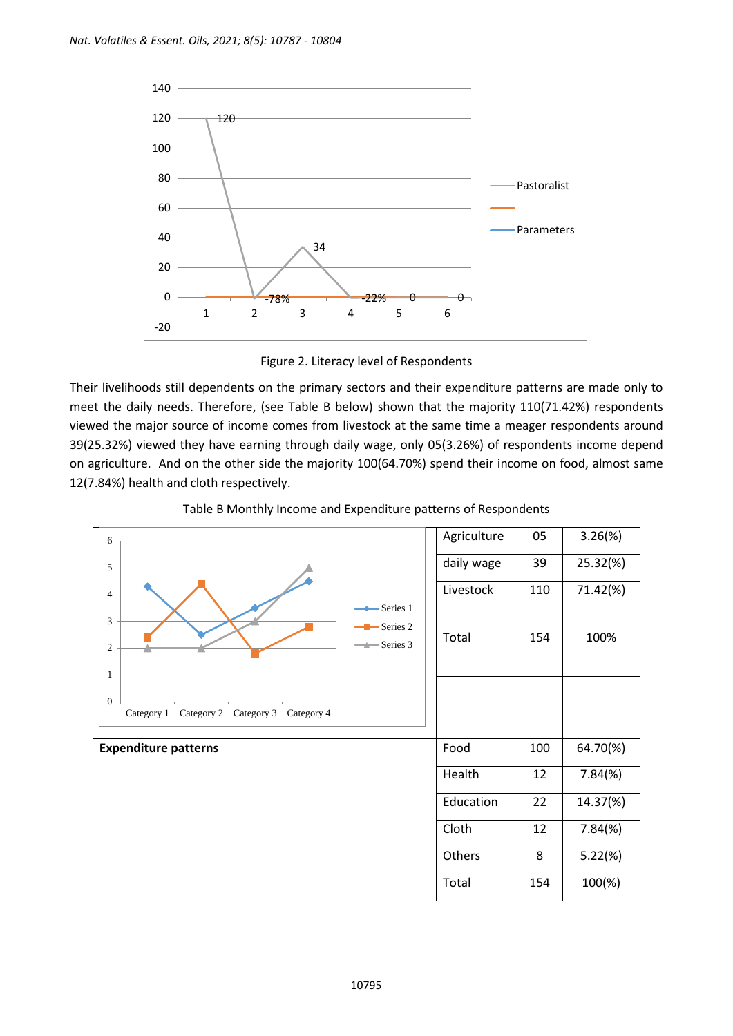Figure 2. Literacy level of Respondents

Their livelihoods still dependents on the primary sectors and their expenditure patterns are made only to meet the daily needs. Therefore, (see Table B below) shown that the majority 110(71.42%) respondents viewed the major source of income comes from livestock at the same time a meager respondents around 39(25.32%) viewed they have earning through daily wage, only 05(3.26%) of respondents income depend on agriculture. And on the other side the majority 100(64.70%) spend their income on food, almost same 12(7.84%) health and cloth respectively.

Table B Monthly Income and Expenditure patterns of Respondents

| | | | |
|---|---|---|---|
| | Agriculture | 05 | 3.26(%) |
| | daily wage | 39 | 25.32(%) |
| | Livestock | 110 | 71.42(%) |
| | Total | 154 | 100% |
| | | | |
| **Expenditure patterns** | Food | 100 | 64.70(%) |
| | Health | 12 | 7.84(%) |
| | Education | 22 | 14.37(%) |
| | Cloth | 12 | 7.84(%) |
| | Others | 8 | 5.22(%) |
| | Total | 154 | 100(%) |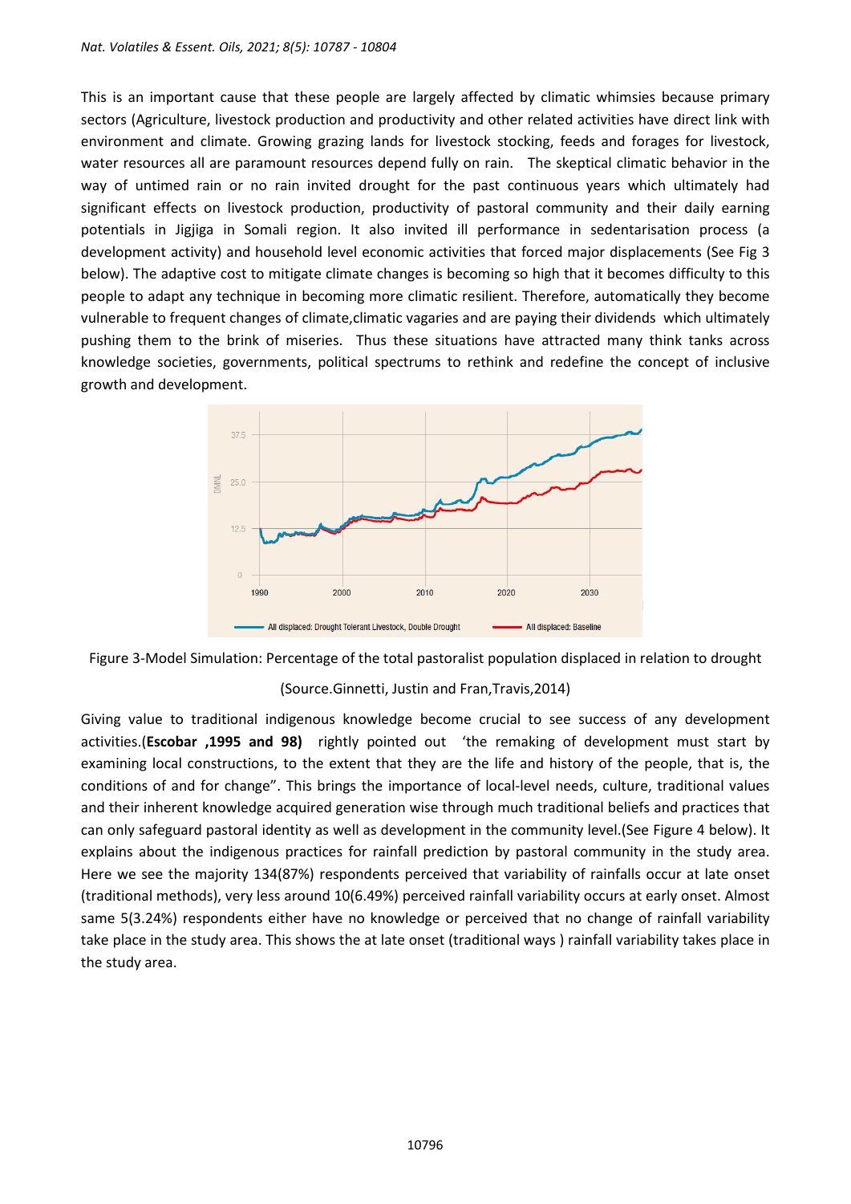This is an important cause that these people are largely affected by climatic whimsies because primary sectors (Agriculture, livestock production and productivity and other related activities have direct link with environment and climate. Growing grazing lands for livestock stocking, feeds and forages for livestock, water resources all are paramount resources depend fully on rain. The skeptical climatic behavior in the way of untimed rain or no rain invited drought for the past continuous years which ultimately had significant effects on livestock production, productivity of pastoral community and their daily earning potentials in Jigjiga in Somali region. It also invited ill performance in sedentarisation process (a development activity) and household level economic activities that forced major displacements (See Fig 3 below). The adaptive cost to mitigate climate changes is becoming so high that it becomes difficulty to this people to adapt any technique in becoming more climatic resilient. Therefore, automatically they become vulnerable to frequent changes of climate,climatic vagaries and are paying their dividends which ultimately pushing them to the brink of miseries. Thus these situations have attracted many think tanks across knowledge societies, governments, political spectrums to rethink and redefine the concept of inclusive growth and development.

Figure 3-Model Simulation: Percentage of the total pastoralist population displaced in relation to drought

(Source.Ginnetti, Justin and Fran,Travis,2014)

Giving value to traditional indigenous knowledge become crucial to see success of any development activities.(**Escobar ,1995 and 98)** rightly pointed out 'the remaking of development must start by examining local constructions, to the extent that they are the life and history of the people, that is, the conditions of and for change". This brings the importance of local-level needs, culture, traditional values and their inherent knowledge acquired generation wise through much traditional beliefs and practices that can only safeguard pastoral identity as well as development in the community level.(See Figure 4 below). It explains about the indigenous practices for rainfall prediction by pastoral community in the study area. Here we see the majority 134(87%) respondents perceived that variability of rainfalls occur at late onset (traditional methods), very less around 10(6.49%) perceived rainfall variability occurs at early onset. Almost same 5(3.24%) respondents either have no knowledge or perceived that no change of rainfall variability take place in the study area. This shows the at late onset (traditional ways ) rainfall variability takes place in the study area.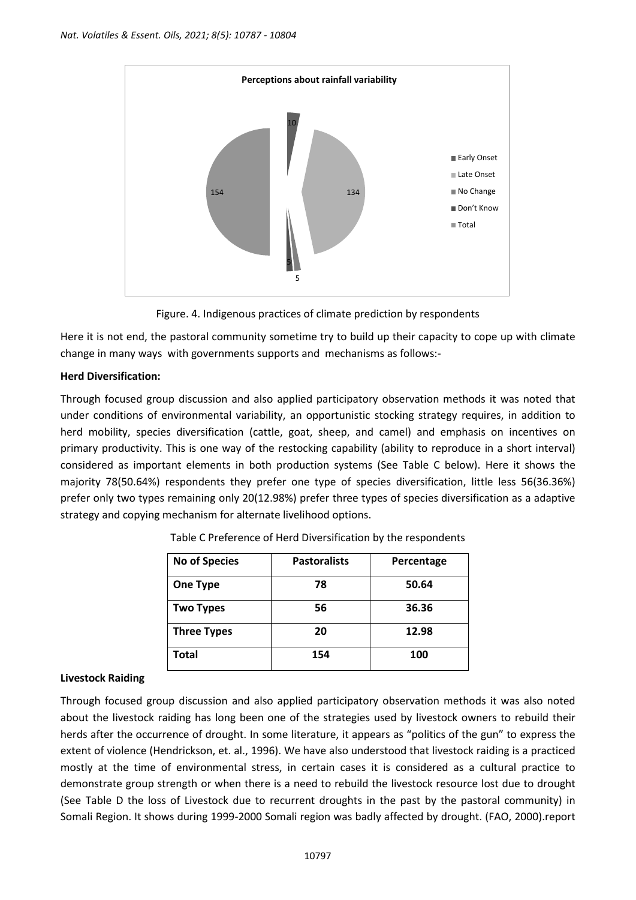Perceptions about rainfall variability

| Category | Value |
| --- | --- |
| Early Onset | 10 |
| Late Onset | 134 |
| No Change | 5 |
| Don't Know | 5 |
| Total | 154 |

Figure. 4. Indigenous practices of climate prediction by respondents

Here it is not end, the pastoral community sometime try to build up their capacity to cope up with climate change in many ways with governments supports and mechanisms as follows:-

**Herd Diversification:**

Through focused group discussion and also applied participatory observation methods it was noted that under conditions of environmental variability, an opportunistic stocking strategy requires, in addition to herd mobility, species diversification (cattle, goat, sheep, and camel) and emphasis on incentives on primary productivity. This is one way of the restocking capability (ability to reproduce in a short interval) considered as important elements in both production systems (See Table C below). Here it shows the majority 78(50.64%) respondents they prefer one type of species diversification, little less 56(36.36%) prefer only two types remaining only 20(12.98%) prefer three types of species diversification as a adaptive strategy and copying mechanism for alternate livelihood options.

Table C Preference of Herd Diversification by the respondents

| No of Species | Pastoralists | Percentage |
| --- | --- | --- |
| **One Type** | **78** | **50.64** |
| **Two Types** | **56** | **36.36** |
| **Three Types** | **20** | **12.98** |
| **Total** | **154** | **100** |

**Livestock Raiding**

Through focused group discussion and also applied participatory observation methods it was also noted about the livestock raiding has long been one of the strategies used by livestock owners to rebuild their herds after the occurrence of drought. In some literature, it appears as "politics of the gun" to express the extent of violence (Hendrickson, et. al., 1996). We have also understood that livestock raiding is a practiced mostly at the time of environmental stress, in certain cases it is considered as a cultural practice to demonstrate group strength or when there is a need to rebuild the livestock resource lost due to drought (See Table D the loss of Livestock due to recurrent droughts in the past by the pastoral community) in Somali Region. It shows during 1999-2000 Somali region was badly affected by drought. (FAO, 2000).report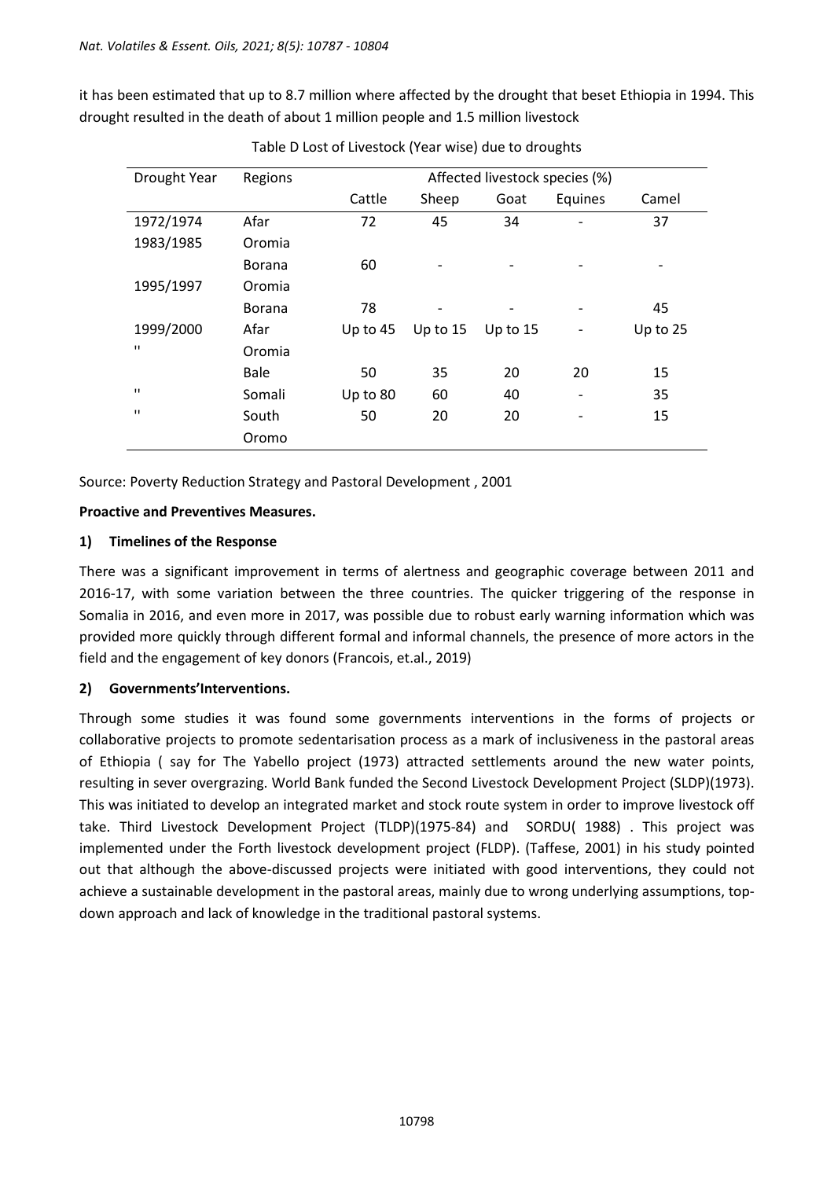it has been estimated that up to 8.7 million where affected by the drought that beset Ethiopia in 1994. This drought resulted in the death of about 1 million people and 1.5 million livestock

Table D Lost of Livestock (Year wise) due to droughts

| Drought Year | Regions | Affected livestock species (%) | | | | |
|---|---|---|---|---|---|---|
| | | Cattle | Sheep | Goat | Equines | Camel |
| 1972/1974 | Afar | 72 | 45 | 34 | - | 37 |
| 1983/1985 | Oromia Borana | 60 | - | - | - | - |
| 1995/1997 | Oromia Borana | 78 | - | - | - | 45 |
| 1999/2000 | Afar | Up to 45 | Up to 15 | Up to 15 | - | Up to 25 |
| " | Oromia Bale | 50 | 35 | 20 | 20 | 15 |
| " | Somali | Up to 80 | 60 | 40 | - | 35 |
| " | South Oromo | 50 | 20 | 20 | - | 15 |

Source: Poverty Reduction Strategy and Pastoral Development , 2001

**Proactive and Preventives Measures.**

**1) Timelines of the Response**

There was a significant improvement in terms of alertness and geographic coverage between 2011 and 2016-17, with some variation between the three countries. The quicker triggering of the response in Somalia in 2016, and even more in 2017, was possible due to robust early warning information which was provided more quickly through different formal and informal channels, the presence of more actors in the field and the engagement of key donors (Francois, et.al., 2019)

**2) Governments'Interventions.**

Through some studies it was found some governments interventions in the forms of projects or collaborative projects to promote sedentarisation process as a mark of inclusiveness in the pastoral areas of Ethiopia ( say for The Yabello project (1973) attracted settlements around the new water points, resulting in sever overgrazing. World Bank funded the Second Livestock Development Project (SLDP)(1973). This was initiated to develop an integrated market and stock route system in order to improve livestock off take. Third Livestock Development Project (TLDP)(1975-84) and SORDU( 1988) . This project was implemented under the Forth livestock development project (FLDP). (Taffese, 2001) in his study pointed out that although the above-discussed projects were initiated with good interventions, they could not achieve a sustainable development in the pastoral areas, mainly due to wrong underlying assumptions, top-down approach and lack of knowledge in the traditional pastoral systems.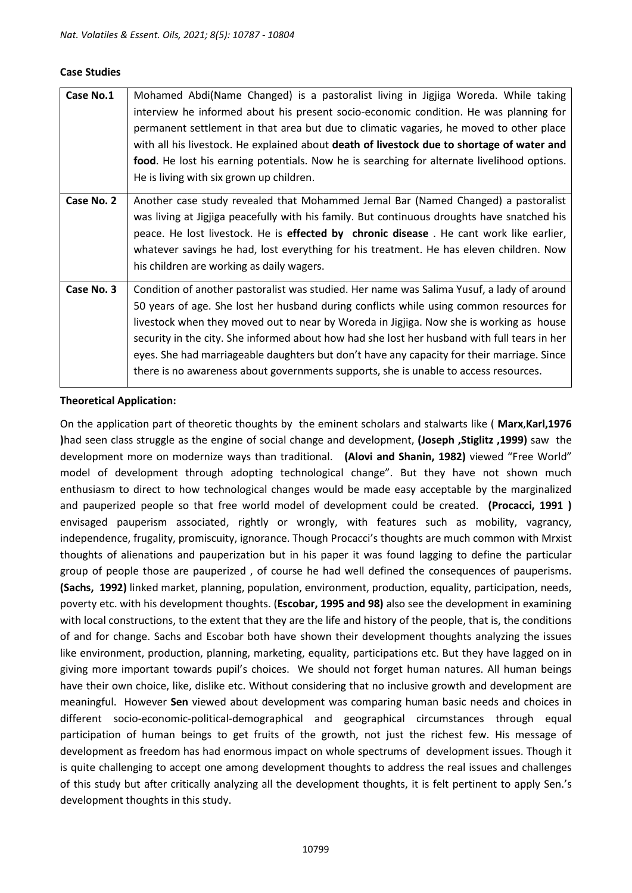**Case Studies**

| Case No.1 | Mohamed Abdi(Name Changed) is a pastoralist living in Jigjiga Woreda. While taking interview he informed about his present socio-economic condition. He was planning for permanent settlement in that area but due to climatic vagaries, he moved to other place with all his livestock. He explained about **death of livestock due to shortage of water and food**. He lost his earning potentials. Now he is searching for alternate livelihood options. He is living with six grown up children. |
|---|---|
| Case No. 2 | Another case study revealed that Mohammed Jemal Bar (Named Changed) a pastoralist was living at Jigjiga peacefully with his family. But continuous droughts have snatched his peace. He lost livestock. He is **effected by chronic disease** . He cant work like earlier, whatever savings he had, lost everything for his treatment. He has eleven children. Now his children are working as daily wagers. |
| Case No. 3 | Condition of another pastoralist was studied. Her name was Salima Yusuf, a lady of around 50 years of age. She lost her husband during conflicts while using common resources for livestock when they moved out to near by Woreda in Jigjiga. Now she is working as house security in the city. She informed about how had she lost her husband with full tears in her eyes. She had marriageable daughters but don't have any capacity for their marriage. Since there is no awareness about governments supports, she is unable to access resources. |

**Theoretical Application:**

On the application part of theoretic thoughts by the eminent scholars and stalwarts like ( **Marx**,**Karl,1976 )**had seen class struggle as the engine of social change and development, **(Joseph ,Stiglitz ,1999)** saw the development more on modernize ways than traditional. **(Alovi and Shanin, 1982)** viewed "Free World" model of development through adopting technological change". But they have not shown much enthusiasm to direct to how technological changes would be made easy acceptable by the marginalized and pauperized people so that free world model of development could be created. **(Procacci, 1991 )** envisaged pauperism associated, rightly or wrongly, with features such as mobility, vagrancy, independence, frugality, promiscuity, ignorance. Though Procacci's thoughts are much common with Mrxist thoughts of alienations and pauperization but in his paper it was found lagging to define the particular group of people those are pauperized , of course he had well defined the consequences of pauperisms. **(Sachs, 1992)** linked market, planning, population, environment, production, equality, participation, needs, poverty etc. with his development thoughts. (**Escobar, 1995 and 98)** also see the development in examining with local constructions, to the extent that they are the life and history of the people, that is, the conditions of and for change. Sachs and Escobar both have shown their development thoughts analyzing the issues like environment, production, planning, marketing, equality, participations etc. But they have lagged on in giving more important towards pupil's choices. We should not forget human natures. All human beings have their own choice, like, dislike etc. Without considering that no inclusive growth and development are meaningful. However **Sen** viewed about development was comparing human basic needs and choices in different socio-economic-political-demographical and geographical circumstances through equal participation of human beings to get fruits of the growth, not just the richest few. His message of development as freedom has had enormous impact on whole spectrums of development issues. Though it is quite challenging to accept one among development thoughts to address the real issues and challenges of this study but after critically analyzing all the development thoughts, it is felt pertinent to apply Sen.'s development thoughts in this study.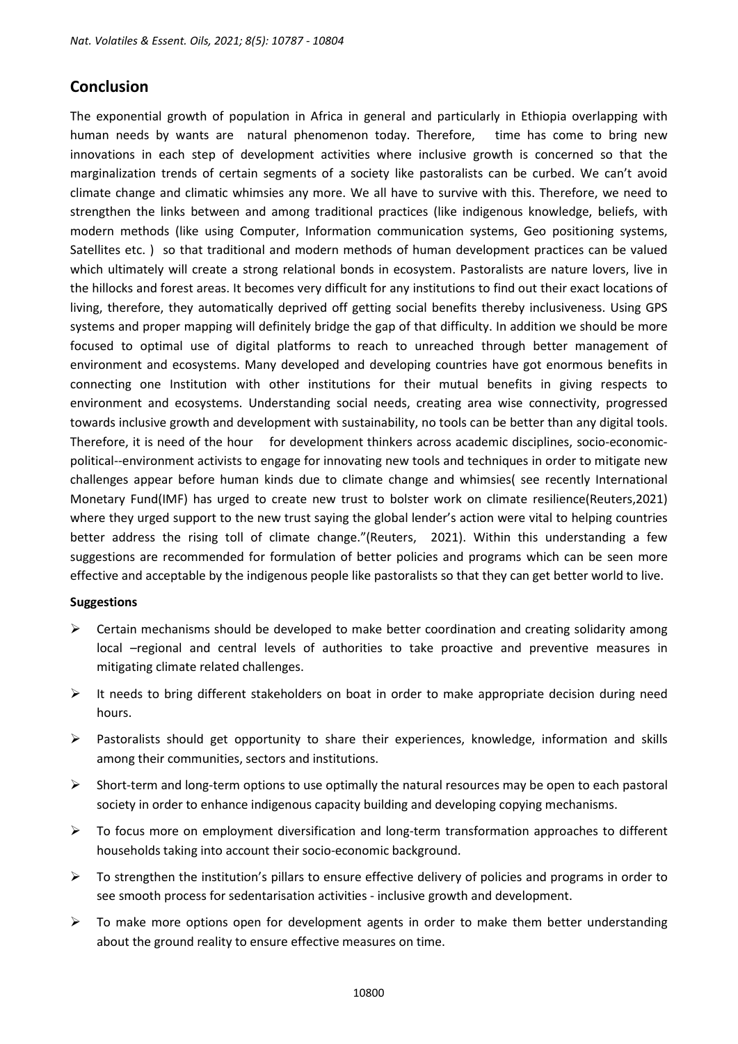## Conclusion

The exponential growth of population in Africa in general and particularly in Ethiopia overlapping with human needs by wants are natural phenomenon today. Therefore, time has come to bring new innovations in each step of development activities where inclusive growth is concerned so that the marginalization trends of certain segments of a society like pastoralists can be curbed. We can't avoid climate change and climatic whimsies any more. We all have to survive with this. Therefore, we need to strengthen the links between and among traditional practices (like indigenous knowledge, beliefs, with modern methods (like using Computer, Information communication systems, Geo positioning systems, Satellites etc. ) so that traditional and modern methods of human development practices can be valued which ultimately will create a strong relational bonds in ecosystem. Pastoralists are nature lovers, live in the hillocks and forest areas. It becomes very difficult for any institutions to find out their exact locations of living, therefore, they automatically deprived off getting social benefits thereby inclusiveness. Using GPS systems and proper mapping will definitely bridge the gap of that difficulty. In addition we should be more focused to optimal use of digital platforms to reach to unreached through better management of environment and ecosystems. Many developed and developing countries have got enormous benefits in connecting one Institution with other institutions for their mutual benefits in giving respects to environment and ecosystems. Understanding social needs, creating area wise connectivity, progressed towards inclusive growth and development with sustainability, no tools can be better than any digital tools. Therefore, it is need of the hour for development thinkers across academic disciplines, socio-economic-political--environment activists to engage for innovating new tools and techniques in order to mitigate new challenges appear before human kinds due to climate change and whimsies( see recently International Monetary Fund(IMF) has urged to create new trust to bolster work on climate resilience(Reuters,2021) where they urged support to the new trust saying the global lender's action were vital to helping countries better address the rising toll of climate change."(Reuters, 2021). Within this understanding a few suggestions are recommended for formulation of better policies and programs which can be seen more effective and acceptable by the indigenous people like pastoralists so that they can get better world to live.

**Suggestions**

- Certain mechanisms should be developed to make better coordination and creating solidarity among local –regional and central levels of authorities to take proactive and preventive measures in mitigating climate related challenges.
- It needs to bring different stakeholders on boat in order to make appropriate decision during need hours.
- Pastoralists should get opportunity to share their experiences, knowledge, information and skills among their communities, sectors and institutions.
- Short-term and long-term options to use optimally the natural resources may be open to each pastoral society in order to enhance indigenous capacity building and developing copying mechanisms.
- To focus more on employment diversification and long-term transformation approaches to different households taking into account their socio-economic background.
- To strengthen the institution's pillars to ensure effective delivery of policies and programs in order to see smooth process for sedentarisation activities - inclusive growth and development.
- To make more options open for development agents in order to make them better understanding about the ground reality to ensure effective measures on time.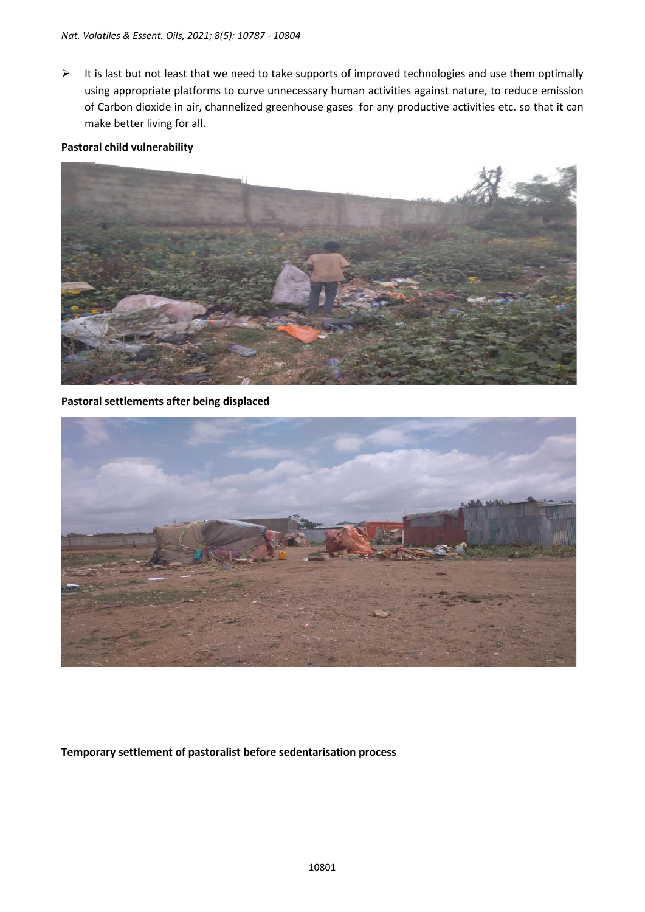- It is last but not least that we need to take supports of improved technologies and use them optimally using appropriate platforms to curve unnecessary human activities against nature, to reduce emission of Carbon dioxide in air, channelized greenhouse gases for any productive activities etc. so that it can make better living for all.

**Pastoral child vulnerability**

**Pastoral settlements after being displaced**

**Temporary settlement of pastoralist before sedentarisation process**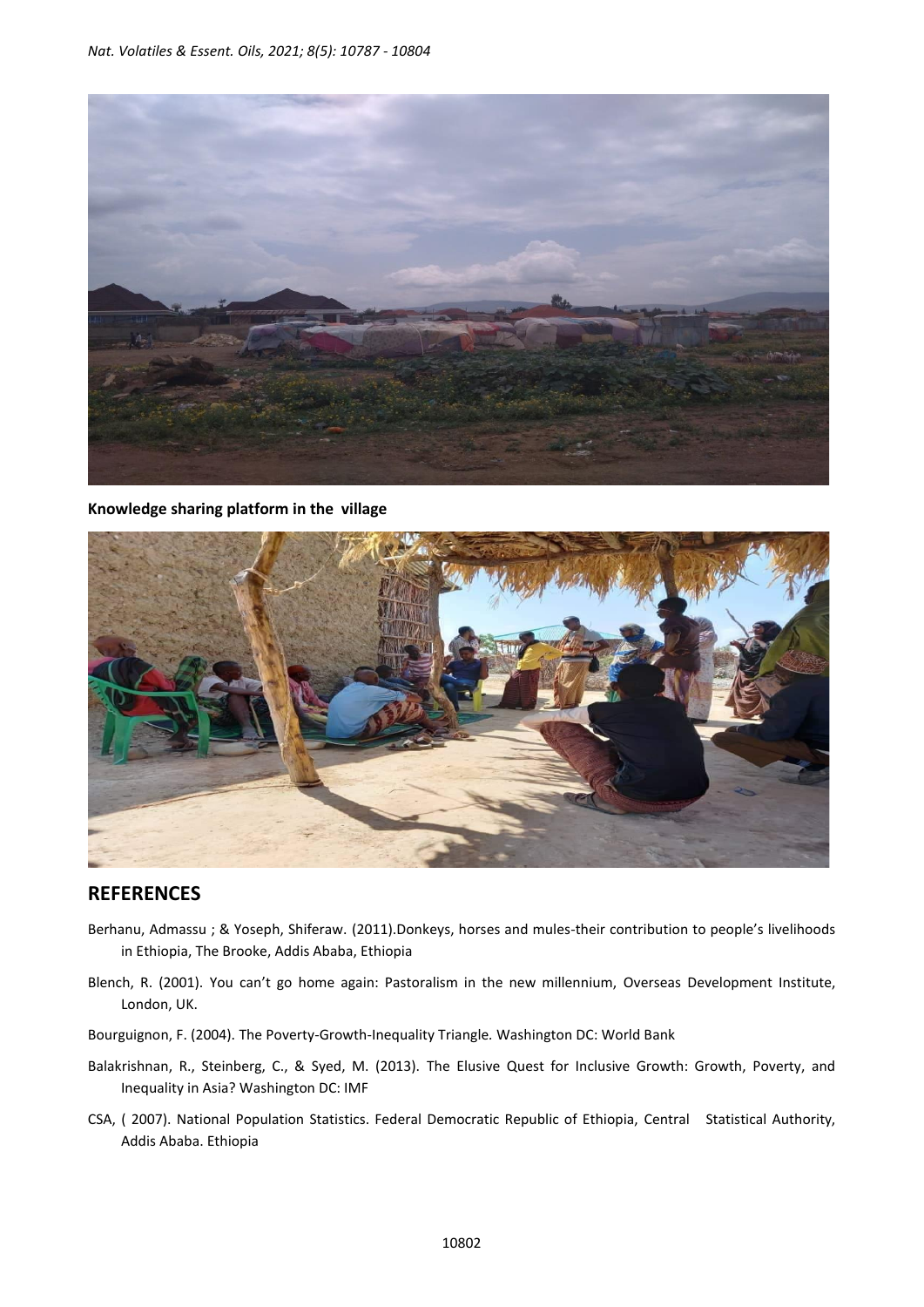**Knowledge sharing platform in the village**

## REFERENCES

Berhanu, Admassu ; & Yoseph, Shiferaw. (2011).Donkeys, horses and mules-their contribution to people's livelihoods in Ethiopia, The Brooke, Addis Ababa, Ethiopia

Blench, R. (2001). You can't go home again: Pastoralism in the new millennium, Overseas Development Institute, London, UK.

Bourguignon, F. (2004). The Poverty-Growth-Inequality Triangle. Washington DC: World Bank

Balakrishnan, R., Steinberg, C., & Syed, M. (2013). The Elusive Quest for Inclusive Growth: Growth, Poverty, and Inequality in Asia? Washington DC: IMF

CSA, ( 2007). National Population Statistics. Federal Democratic Republic of Ethiopia, Central Statistical Authority, Addis Ababa. Ethiopia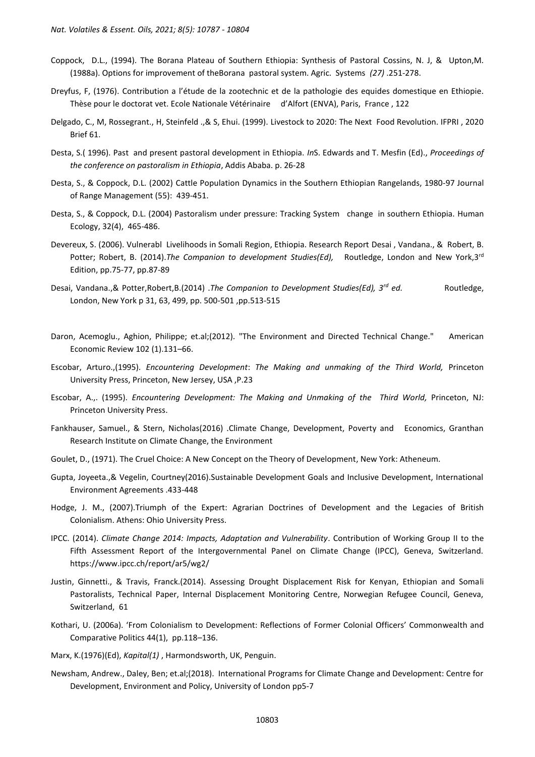Coppock, D.L., (1994). The Borana Plateau of Southern Ethiopia: Synthesis of Pastoral Cossins, N. J, & Upton,M. (1988a). Options for improvement of theBorana pastoral system. Agric. Systems *(27)* .251-278.

Dreyfus, F, (1976). Contribution a l'étude de la zootechnic et de la pathologie des equides domestique en Ethiopie. Thèse pour le doctorat vet. Ecole Nationale Vétérinaire d'Alfort (ENVA), Paris, France , 122

Delgado, C., M, Rossegrant., H, Steinfeld .,& S, Ehui. (1999). Livestock to 2020: The Next Food Revolution. IFPRI , 2020 Brief 61.

Desta, S.( 1996). Past and present pastoral development in Ethiopia. *In*S. Edwards and T. Mesfin (Ed)., *Proceedings of the conference on pastoralism in Ethiopia*, Addis Ababa. p. 26-28

Desta, S., & Coppock, D.L. (2002) Cattle Population Dynamics in the Southern Ethiopian Rangelands, 1980-97 Journal of Range Management (55): 439-451.

Desta, S., & Coppock, D.L. (2004) Pastoralism under pressure: Tracking System change in southern Ethiopia. Human Ecology, 32(4), 465-486.

Devereux, S. (2006). Vulnerabl Livelihoods in Somali Region, Ethiopia. Research Report Desai , Vandana., & Robert, B. Potter; Robert, B. (2014).*The Companion to development Studies(Ed),* Routledge, London and New York,3rd Edition, pp.75-77, pp.87-89

Desai, Vandana.,& Potter,Robert,B.(2014) .*The Companion to Development Studies(Ed), 3rd ed.* Routledge, London, New York p 31, 63, 499, pp. 500-501 ,pp.513-515

Daron, Acemoglu., Aghion, Philippe; et.al;(2012). "The Environment and Directed Technical Change." American Economic Review 102 (1).131–66.

Escobar, Arturo.,(1995). *Encountering Development*: *The Making and unmaking of the Third World,* Princeton University Press, Princeton, New Jersey, USA ,P.23

Escobar, A.,. (1995). *Encountering Development: The Making and Unmaking of the Third World,* Princeton, NJ: Princeton University Press.

Fankhauser, Samuel., & Stern, Nicholas(2016) .Climate Change, Development, Poverty and Economics, Granthan Research Institute on Climate Change, the Environment

Goulet, D., (1971). The Cruel Choice: A New Concept on the Theory of Development, New York: Atheneum.

Gupta, Joyeeta.,& Vegelin, Courtney(2016).Sustainable Development Goals and Inclusive Development, International Environment Agreements .433-448

Hodge, J. M., (2007).Triumph of the Expert: Agrarian Doctrines of Development and the Legacies of British Colonialism. Athens: Ohio University Press.

IPCC. (2014). *Climate Change 2014: Impacts, Adaptation and Vulnerability*. Contribution of Working Group II to the Fifth Assessment Report of the Intergovernmental Panel on Climate Change (IPCC), Geneva, Switzerland. https://www.ipcc.ch/report/ar5/wg2/

Justin, Ginnetti., & Travis, Franck.(2014). Assessing Drought Displacement Risk for Kenyan, Ethiopian and Somali Pastoralists, Technical Paper, Internal Displacement Monitoring Centre, Norwegian Refugee Council, Geneva, Switzerland, 61

Kothari, U. (2006a). 'From Colonialism to Development: Reflections of Former Colonial Officers' Commonwealth and Comparative Politics 44(1), pp.118–136.

Marx, K.(1976)(Ed), *Kapital(1)* , Harmondsworth, UK, Penguin.

Newsham, Andrew., Daley, Ben; et.al;(2018). International Programs for Climate Change and Development: Centre for Development, Environment and Policy, University of London pp5-7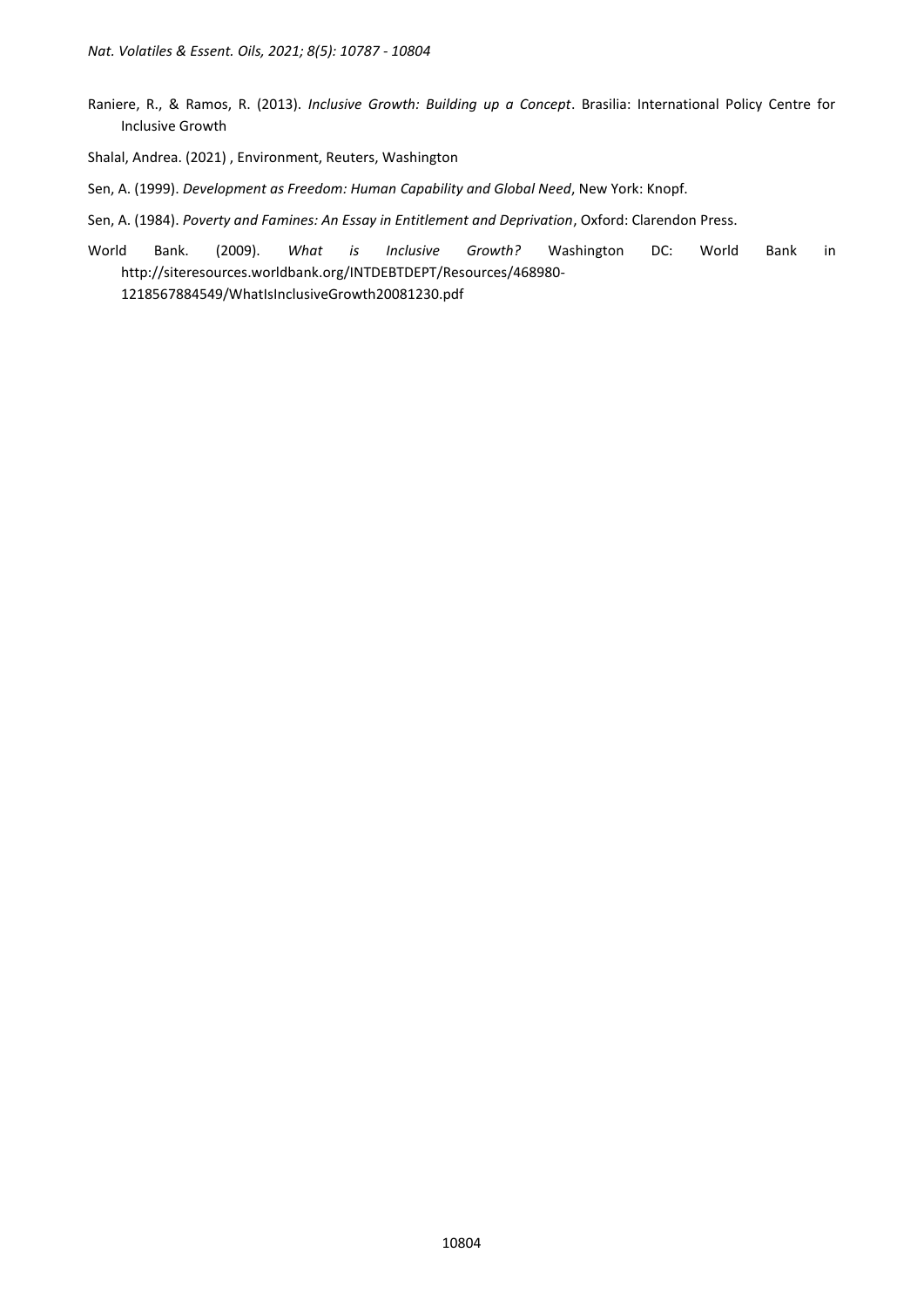Raniere, R., & Ramos, R. (2013). *Inclusive Growth: Building up a Concept*. Brasilia: International Policy Centre for Inclusive Growth

Shalal, Andrea. (2021) , Environment, Reuters, Washington

Sen, A. (1999). *Development as Freedom: Human Capability and Global Need*, New York: Knopf.

Sen, A. (1984). *Poverty and Famines: An Essay in Entitlement and Deprivation*, Oxford: Clarendon Press.

World Bank. (2009). *What is Inclusive Growth?* Washington DC: World Bank in http://siteresources.worldbank.org/INTDEBTDEPT/Resources/468980-1218567884549/WhatIsInclusiveGrowth20081230.pdf